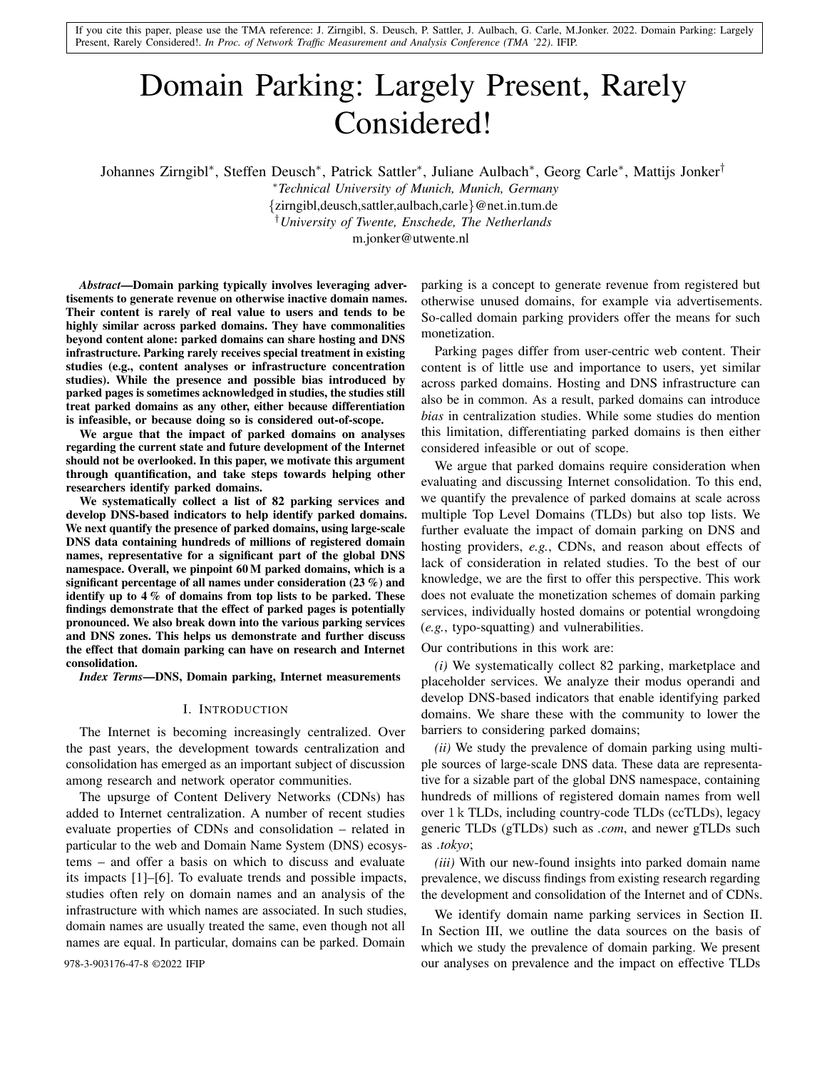If you cite this paper, please use the TMA reference: J. Zirngibl, S. Deusch, P. Sattler, J. Aulbach, G. Carle, M.Jonker. 2022. Domain Parking: Largely Present, Rarely Considered!. *In Proc. of Network Traffic Measurement and Analysis Conference (TMA '22)*. IFIP.

# Domain Parking: Largely Present, Rarely Considered!

Johannes Zirngibl*, Steffen Deusch*, Patrick Sattler*, Juliane Aulbach*, Georg Carle*, Mattijs Jonker†

*Technical University of Munich, Munich, Germany*

{zirngibl,deusch,sattler,aulbach,carle}@net.in.tum.de

†*University of Twente, Enschede, The Netherlands*

m.jonker@utwente.nl

***Abstract*—Domain parking typically involves leveraging advertisements to generate revenue on otherwise inactive domain names. Their content is rarely of real value to users and tends to be highly similar across parked domains. They have commonalities beyond content alone: parked domains can share hosting and DNS infrastructure. Parking rarely receives special treatment in existing studies (e.g., content analyses or infrastructure concentration studies). While the presence and possible bias introduced by parked pages is sometimes acknowledged in studies, the studies still treat parked domains as any other, either because differentiation is infeasible, or because doing so is considered out-of-scope.**

**We argue that the impact of parked domains on analyses regarding the current state and future development of the Internet should not be overlooked. In this paper, we motivate this argument through quantification, and take steps towards helping other researchers identify parked domains.**

**We systematically collect a list of 82 parking services and develop DNS-based indicators to help identify parked domains. We next quantify the presence of parked domains, using large-scale DNS data containing hundreds of millions of registered domain names, representative for a significant part of the global DNS namespace. Overall, we pinpoint 60 M parked domains, which is a significant percentage of all names under consideration (23 %) and identify up to 4 % of domains from top lists to be parked. These findings demonstrate that the effect of parked pages is potentially pronounced. We also break down into the various parking services and DNS zones. This helps us demonstrate and further discuss the effect that domain parking can have on research and Internet consolidation.**

***Index Terms*—DNS, Domain parking, Internet measurements**

## I. Introduction

The Internet is becoming increasingly centralized. Over the past years, the development towards centralization and consolidation has emerged as an important subject of discussion among research and network operator communities.

The upsurge of Content Delivery Networks (CDNs) has added to Internet centralization. A number of recent studies evaluate properties of CDNs and consolidation – related in particular to the web and Domain Name System (DNS) ecosystems – and offer a basis on which to discuss and evaluate its impacts [1]–[6]. To evaluate trends and possible impacts, studies often rely on domain names and an analysis of the infrastructure with which names are associated. In such studies, domain names are usually treated the same, even though not all names are equal. In particular, domains can be parked. Domain parking is a concept to generate revenue from registered but otherwise unused domains, for example via advertisements. So-called domain parking providers offer the means for such monetization.

Parking pages differ from user-centric web content. Their content is of little use and importance to users, yet similar across parked domains. Hosting and DNS infrastructure can also be in common. As a result, parked domains can introduce *bias* in centralization studies. While some studies do mention this limitation, differentiating parked domains is then either considered infeasible or out of scope.

We argue that parked domains require consideration when evaluating and discussing Internet consolidation. To this end, we quantify the prevalence of parked domains at scale across multiple Top Level Domains (TLDs) but also top lists. We further evaluate the impact of domain parking on DNS and hosting providers, *e.g.*, CDNs, and reason about effects of lack of consideration in related studies. To the best of our knowledge, we are the first to offer this perspective. This work does not evaluate the monetization schemes of domain parking services, individually hosted domains or potential wrongdoing (*e.g.*, typo-squatting) and vulnerabilities.

Our contributions in this work are:

*(i)* We systematically collect 82 parking, marketplace and placeholder services. We analyze their modus operandi and develop DNS-based indicators that enable identifying parked domains. We share these with the community to lower the barriers to considering parked domains;

*(ii)* We study the prevalence of domain parking using multiple sources of large-scale DNS data. These data are representative for a sizable part of the global DNS namespace, containing hundreds of millions of registered domain names from well over 1 k TLDs, including country-code TLDs (ccTLDs), legacy generic TLDs (gTLDs) such as *.com*, and newer gTLDs such as *.tokyo*;

*(iii)* With our new-found insights into parked domain name prevalence, we discuss findings from existing research regarding the development and consolidation of the Internet and of CDNs.

We identify domain name parking services in Section II. In Section III, we outline the data sources on the basis of which we study the prevalence of domain parking. We present our analyses on prevalence and the impact on effective TLDs

978-3-903176-47-8 ©2022 IFIP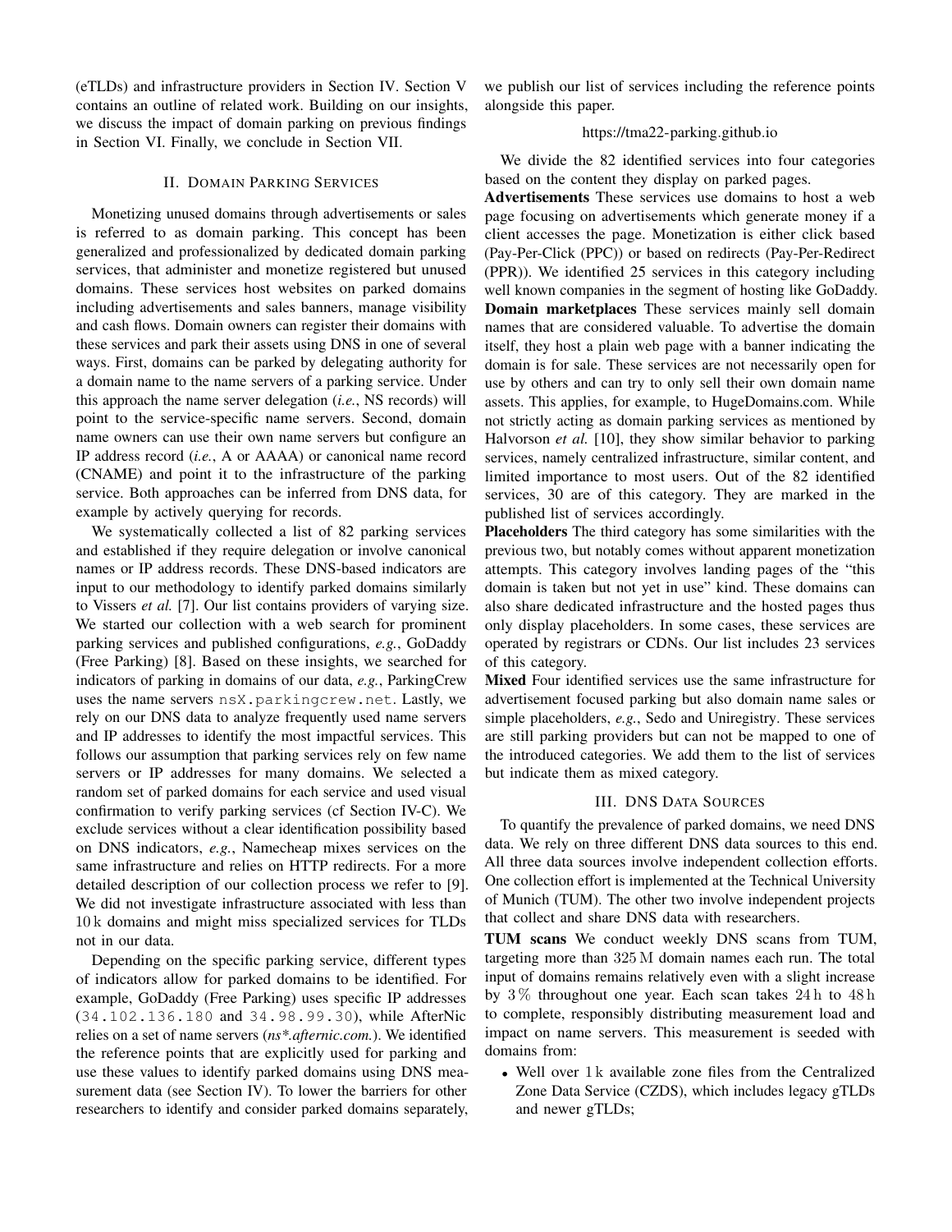(eTLDs) and infrastructure providers in Section IV. Section V contains an outline of related work. Building on our insights, we discuss the impact of domain parking on previous findings in Section VI. Finally, we conclude in Section VII.

## II. Domain Parking Services

Monetizing unused domains through advertisements or sales is referred to as domain parking. This concept has been generalized and professionalized by dedicated domain parking services, that administer and monetize registered but unused domains. These services host websites on parked domains including advertisements and sales banners, manage visibility and cash flows. Domain owners can register their domains with these services and park their assets using DNS in one of several ways. First, domains can be parked by delegating authority for a domain name to the name servers of a parking service. Under this approach the name server delegation (*i.e.*, NS records) will point to the service-specific name servers. Second, domain name owners can use their own name servers but configure an IP address record (*i.e.*, A or AAAA) or canonical name record (CNAME) and point it to the infrastructure of the parking service. Both approaches can be inferred from DNS data, for example by actively querying for records.

We systematically collected a list of 82 parking services and established if they require delegation or involve canonical names or IP address records. These DNS-based indicators are input to our methodology to identify parked domains similarly to Vissers *et al.* [7]. Our list contains providers of varying size. We started our collection with a web search for prominent parking services and published configurations, *e.g.*, GoDaddy (Free Parking) [8]. Based on these insights, we searched for indicators of parking in domains of our data, *e.g.*, ParkingCrew uses the name servers `nsX.parkingcrew.net`. Lastly, we rely on our DNS data to analyze frequently used name servers and IP addresses to identify the most impactful services. This follows our assumption that parking services rely on few name servers or IP addresses for many domains. We selected a random set of parked domains for each service and used visual confirmation to verify parking services (cf Section IV-C). We exclude services without a clear identification possibility based on DNS indicators, *e.g.*, Namecheap mixes services on the same infrastructure and relies on HTTP redirects. For a more detailed description of our collection process we refer to [9]. We did not investigate infrastructure associated with less than 10 k domains and might miss specialized services for TLDs not in our data.

Depending on the specific parking service, different types of indicators allow for parked domains to be identified. For example, GoDaddy (Free Parking) uses specific IP addresses (`34.102.136.180` and `34.98.99.30`), while AfterNic relies on a set of name servers (*ns*.afternic.com.*). We identified the reference points that are explicitly used for parking and use these values to identify parked domains using DNS measurement data (see Section IV). To lower the barriers for other researchers to identify and consider parked domains separately, we publish our list of services including the reference points alongside this paper.

https://tma22-parking.github.io

We divide the 82 identified services into four categories based on the content they display on parked pages.

**Advertisements** These services use domains to host a web page focusing on advertisements which generate money if a client accesses the page. Monetization is either click based (Pay-Per-Click (PPC)) or based on redirects (Pay-Per-Redirect (PPR)). We identified 25 services in this category including well known companies in the segment of hosting like GoDaddy.

**Domain marketplaces** These services mainly sell domain names that are considered valuable. To advertise the domain itself, they host a plain web page with a banner indicating the domain is for sale. These services are not necessarily open for use by others and can try to only sell their own domain name assets. This applies, for example, to HugeDomains.com. While not strictly acting as domain parking services as mentioned by Halvorson *et al.* [10], they show similar behavior to parking services, namely centralized infrastructure, similar content, and limited importance to most users. Out of the 82 identified services, 30 are of this category. They are marked in the published list of services accordingly.

**Placeholders** The third category has some similarities with the previous two, but notably comes without apparent monetization attempts. This category involves landing pages of the "this domain is taken but not yet in use" kind. These domains can also share dedicated infrastructure and the hosted pages thus only display placeholders. In some cases, these services are operated by registrars or CDNs. Our list includes 23 services of this category.

**Mixed** Four identified services use the same infrastructure for advertisement focused parking but also domain name sales or simple placeholders, *e.g.*, Sedo and Uniregistry. These services are still parking providers but can not be mapped to one of the introduced categories. We add them to the list of services but indicate them as mixed category.

## III. DNS Data Sources

To quantify the prevalence of parked domains, we need DNS data. We rely on three different DNS data sources to this end. All three data sources involve independent collection efforts. One collection effort is implemented at the Technical University of Munich (TUM). The other two involve independent projects that collect and share DNS data with researchers.

**TUM scans** We conduct weekly DNS scans from TUM, targeting more than 325 M domain names each run. The total input of domains remains relatively even with a slight increase by 3 % throughout one year. Each scan takes 24 h to 48 h to complete, responsibly distributing measurement load and impact on name servers. This measurement is seeded with domains from:

- Well over 1 k available zone files from the Centralized Zone Data Service (CZDS), which includes legacy gTLDs and newer gTLDs;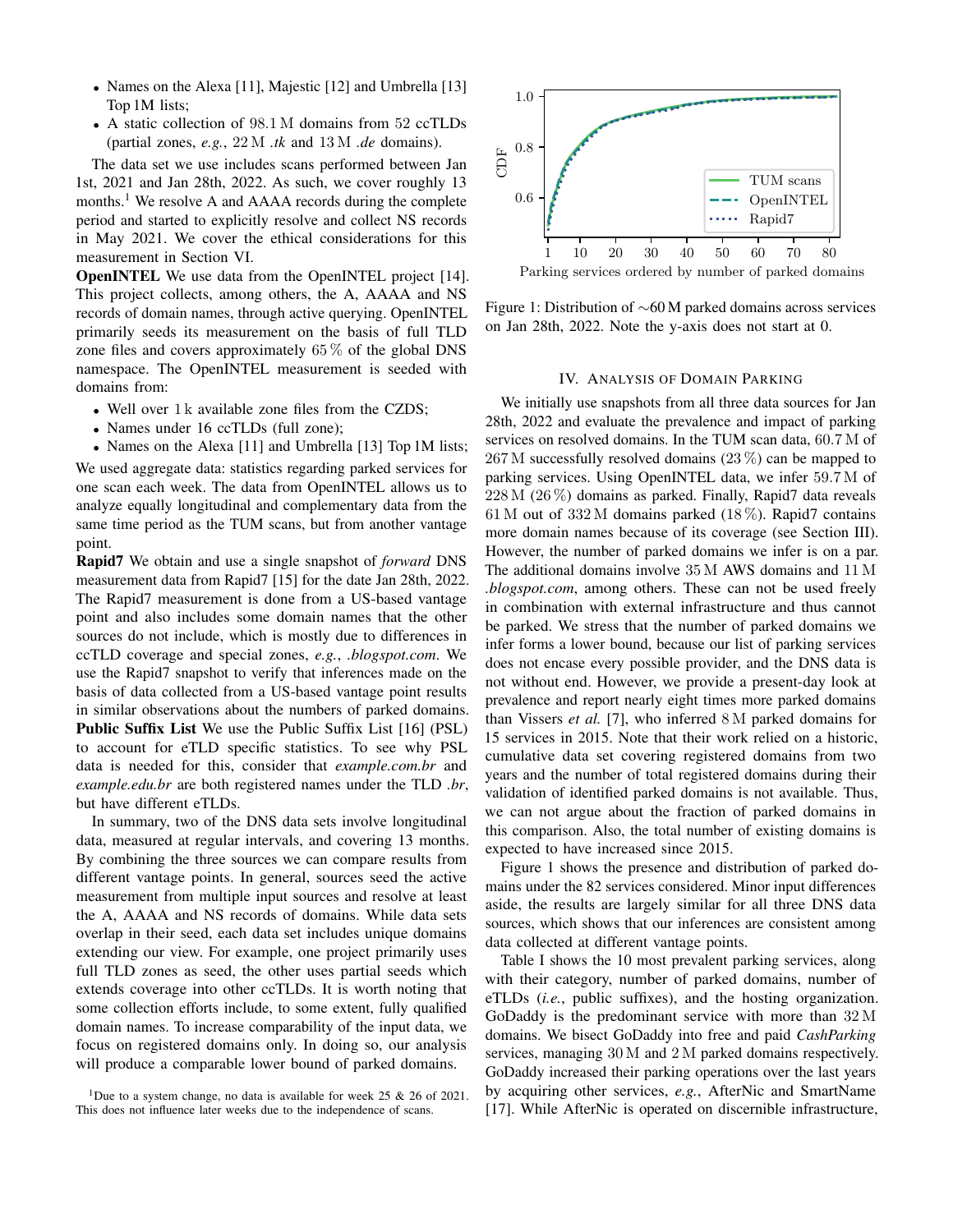- Names on the Alexa [11], Majestic [12] and Umbrella [13] Top 1M lists;
- A static collection of 98.1 M domains from 52 ccTLDs (partial zones, *e.g.*, 22 M *.tk* and 13 M *.de* domains).

The data set we use includes scans performed between Jan 1st, 2021 and Jan 28th, 2022. As such, we cover roughly 13 months.[1] We resolve A and AAAA records during the complete period and started to explicitly resolve and collect NS records in May 2021. We cover the ethical considerations for this measurement in Section VI.

**OpenINTEL** We use data from the OpenINTEL project [14]. This project collects, among others, the A, AAAA and NS records of domain names, through active querying. OpenINTEL primarily seeds its measurement on the basis of full TLD zone files and covers approximately 65 % of the global DNS namespace. The OpenINTEL measurement is seeded with domains from:

- Well over 1 k available zone files from the CZDS;
- Names under 16 ccTLDs (full zone);
- Names on the Alexa [11] and Umbrella [13] Top 1M lists;

We used aggregate data: statistics regarding parked services for one scan each week. The data from OpenINTEL allows us to analyze equally longitudinal and complementary data from the same time period as the TUM scans, but from another vantage point.

**Rapid7** We obtain and use a single snapshot of *forward* DNS measurement data from Rapid7 [15] for the date Jan 28th, 2022. The Rapid7 measurement is done from a US-based vantage point and also includes some domain names that the other sources do not include, which is mostly due to differences in ccTLD coverage and special zones, *e.g.*, *.blogspot.com*. We use the Rapid7 snapshot to verify that inferences made on the basis of data collected from a US-based vantage point results in similar observations about the numbers of parked domains.

**Public Suffix List** We use the Public Suffix List [16] (PSL) to account for eTLD specific statistics. To see why PSL data is needed for this, consider that *example.com.br* and *example.edu.br* are both registered names under the TLD *.br*, but have different eTLDs.

In summary, two of the DNS data sets involve longitudinal data, measured at regular intervals, and covering 13 months. By combining the three sources we can compare results from different vantage points. In general, sources seed the active measurement from multiple input sources and resolve at least the A, AAAA and NS records of domains. While data sets overlap in their seed, each data set includes unique domains extending our view. For example, one project primarily uses full TLD zones as seed, the other uses partial seeds which extends coverage into other ccTLDs. It is worth noting that some collection efforts include, to some extent, fully qualified domain names. To increase comparability of the input data, we focus on registered domains only. In doing so, our analysis will produce a comparable lower bound of parked domains.

[1] Due to a system change, no data is available for week 25 & 26 of 2021. This does not influence later weeks due to the independence of scans.

Figure 1: Distribution of ∼60 M parked domains across services on Jan 28th, 2022. Note the y-axis does not start at 0.

## IV. Analysis of Domain Parking

We initially use snapshots from all three data sources for Jan 28th, 2022 and evaluate the prevalence and impact of parking services on resolved domains. In the TUM scan data, 60.7 M of 267 M successfully resolved domains (23 %) can be mapped to parking services. Using OpenINTEL data, we infer 59.7 M of 228 M (26 %) domains as parked. Finally, Rapid7 data reveals 61 M out of 332 M domains parked (18 %). Rapid7 contains more domain names because of its coverage (see Section III). However, the number of parked domains we infer is on a par. The additional domains involve 35 M AWS domains and 11 M *.blogspot.com*, among others. These can not be used freely in combination with external infrastructure and thus cannot be parked. We stress that the number of parked domains we infer forms a lower bound, because our list of parking services does not encase every possible provider, and the DNS data is not without end. However, we provide a present-day look at prevalence and report nearly eight times more parked domains than Vissers *et al.* [7], who inferred 8 M parked domains for 15 services in 2015. Note that their work relied on a historic, cumulative data set covering registered domains from two years and the number of total registered domains during their validation of identified parked domains is not available. Thus, we can not argue about the fraction of parked domains in this comparison. Also, the total number of existing domains is expected to have increased since 2015.

Figure 1 shows the presence and distribution of parked domains under the 82 services considered. Minor input differences aside, the results are largely similar for all three DNS data sources, which shows that our inferences are consistent among data collected at different vantage points.

Table I shows the 10 most prevalent parking services, along with their category, number of parked domains, number of eTLDs (*i.e.*, public suffixes), and the hosting organization. GoDaddy is the predominant service with more than 32 M domains. We bisect GoDaddy into free and paid *CashParking* services, managing 30 M and 2 M parked domains respectively. GoDaddy increased their parking operations over the last years by acquiring other services, *e.g.*, AfterNic and SmartName [17]. While AfterNic is operated on discernible infrastructure,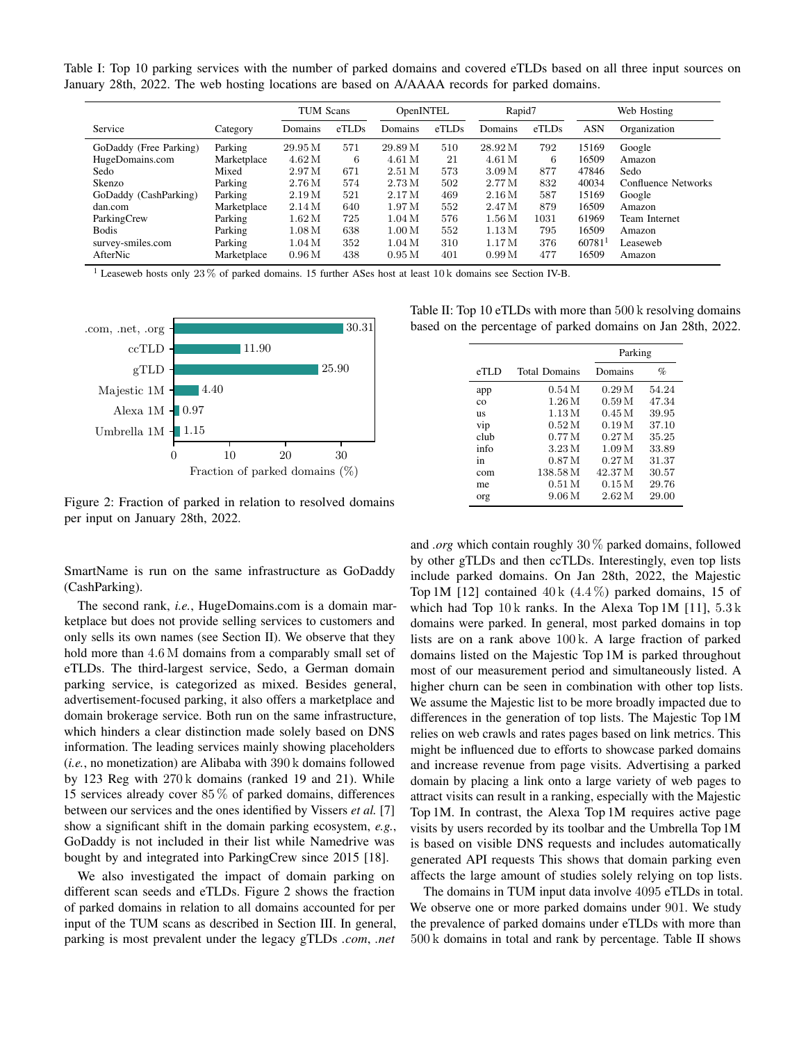Table I: Top 10 parking services with the number of parked domains and covered eTLDs based on all three input sources on January 28th, 2022. The web hosting locations are based on A/AAAA records for parked domains.

| | | TUM Scans | | OpenINTEL | | Rapid7 | | Web Hosting | |
|---|---|---|---|---|---|---|---|---|---|
| Service | Category | Domains | eTLDs | Domains | eTLDs | Domains | eTLDs | ASN | Organization |
| GoDaddy (Free Parking) | Parking | 29.95 M | 571 | 29.89 M | 510 | 28.92 M | 792 | 15169 | Google |
| HugeDomains.com | Marketplace | 4.62 M | 6 | 4.61 M | 21 | 4.61 M | 6 | 16509 | Amazon |
| Sedo | Mixed | 2.97 M | 671 | 2.51 M | 573 | 3.09 M | 877 | 47846 | Sedo |
| Skenzo | Parking | 2.76 M | 574 | 2.73 M | 502 | 2.77 M | 832 | 40034 | Confluence Networks |
| GoDaddy (CashParking) | Parking | 2.19 M | 521 | 2.17 M | 469 | 2.16 M | 587 | 15169 | Google |
| dan.com | Marketplace | 2.14 M | 640 | 1.97 M | 552 | 2.47 M | 879 | 16509 | Amazon |
| ParkingCrew | Parking | 1.62 M | 725 | 1.04 M | 576 | 1.56 M | 1031 | 61969 | Team Internet |
| Bodis | Parking | 1.08 M | 638 | 1.00 M | 552 | 1.13 M | 795 | 16509 | Amazon |
| survey-smiles.com | Parking | 1.04 M | 352 | 1.04 M | 310 | 1.17 M | 376 | 60781 [1] | Leaseweb |
| AfterNic | Marketplace | 0.96 M | 438 | 0.95 M | 401 | 0.99 M | 477 | 16509 | Amazon |

[1] Leaseweb hosts only 23 % of parked domains. 15 further ASes host at least 10 k domains see Section IV-B.

| Input | Fraction of parked domains (%) |
|---|---|
| .com, .net, .org | 30.31 |
| ccTLD | 11.90 |
| gTLD | 25.90 |
| Majestic 1M | 4.40 |
| Alexa 1M | 0.97 |
| Umbrella 1M | 1.15 |

Figure 2: Fraction of parked in relation to resolved domains per input on January 28th, 2022.

Table II: Top 10 eTLDs with more than 500 k resolving domains based on the percentage of parked domains on Jan 28th, 2022.

| | | Parking | |
|---|---|---|---|
| eTLD | Total Domains | Domains | % |
| app | 0.54 M | 0.29 M | 54.24 |
| co | 1.26 M | 0.59 M | 47.34 |
| us | 1.13 M | 0.45 M | 39.95 |
| vip | 0.52 M | 0.19 M | 37.10 |
| club | 0.77 M | 0.27 M | 35.25 |
| info | 3.23 M | 1.09 M | 33.89 |
| in | 0.87 M | 0.27 M | 31.37 |
| com | 138.58 M | 42.37 M | 30.57 |
| me | 0.51 M | 0.15 M | 29.76 |
| org | 9.06 M | 2.62 M | 29.00 |

SmartName is run on the same infrastructure as GoDaddy (CashParking).

The second rank, *i.e.*, HugeDomains.com is a domain marketplace but does not provide selling services to customers and only sells its own names (see Section II). We observe that they hold more than 4.6 M domains from a comparably small set of eTLDs. The third-largest service, Sedo, a German domain parking service, is categorized as mixed. Besides general, advertisement-focused parking, it also offers a marketplace and domain brokerage service. Both run on the same infrastructure, which hinders a clear distinction made solely based on DNS information. The leading services mainly showing placeholders (*i.e.*, no monetization) are Alibaba with 390 k domains followed by 123 Reg with 270 k domains (ranked 19 and 21). While 15 services already cover 85 % of parked domains, differences between our services and the ones identified by Vissers *et al.* [7] show a significant shift in the domain parking ecosystem, *e.g.*, GoDaddy is not included in their list while Namedrive was bought by and integrated into ParkingCrew since 2015 [18].

We also investigated the impact of domain parking on different scan seeds and eTLDs. Figure 2 shows the fraction of parked domains in relation to all domains accounted for per input of the TUM scans as described in Section III. In general, parking is most prevalent under the legacy gTLDs *.com*, *.net* and *.org* which contain roughly 30 % parked domains, followed by other gTLDs and then ccTLDs. Interestingly, even top lists include parked domains. On Jan 28th, 2022, the Majestic Top 1M [12] contained 40 k (4.4 %) parked domains, 15 of which had Top 10 k ranks. In the Alexa Top 1M [11], 5.3 k domains were parked. In general, most parked domains in top lists are on a rank above 100 k. A large fraction of parked domains listed on the Majestic Top 1M is parked throughout most of our measurement period and simultaneously listed. A higher churn can be seen in combination with other top lists. We assume the Majestic list to be more broadly impacted due to differences in the generation of top lists. The Majestic Top 1M relies on web crawls and rates pages based on link metrics. This might be influenced due to efforts to showcase parked domains and increase revenue from page visits. Advertising a parked domain by placing a link onto a large variety of web pages to attract visits can result in a ranking, especially with the Majestic Top 1M. In contrast, the Alexa Top 1M requires active page visits by users recorded by its toolbar and the Umbrella Top 1M is based on visible DNS requests and includes automatically generated API requests This shows that domain parking even affects the large amount of studies solely relying on top lists.

The domains in TUM input data involve 4095 eTLDs in total. We observe one or more parked domains under 901. We study the prevalence of parked domains under eTLDs with more than 500 k domains in total and rank by percentage. Table II shows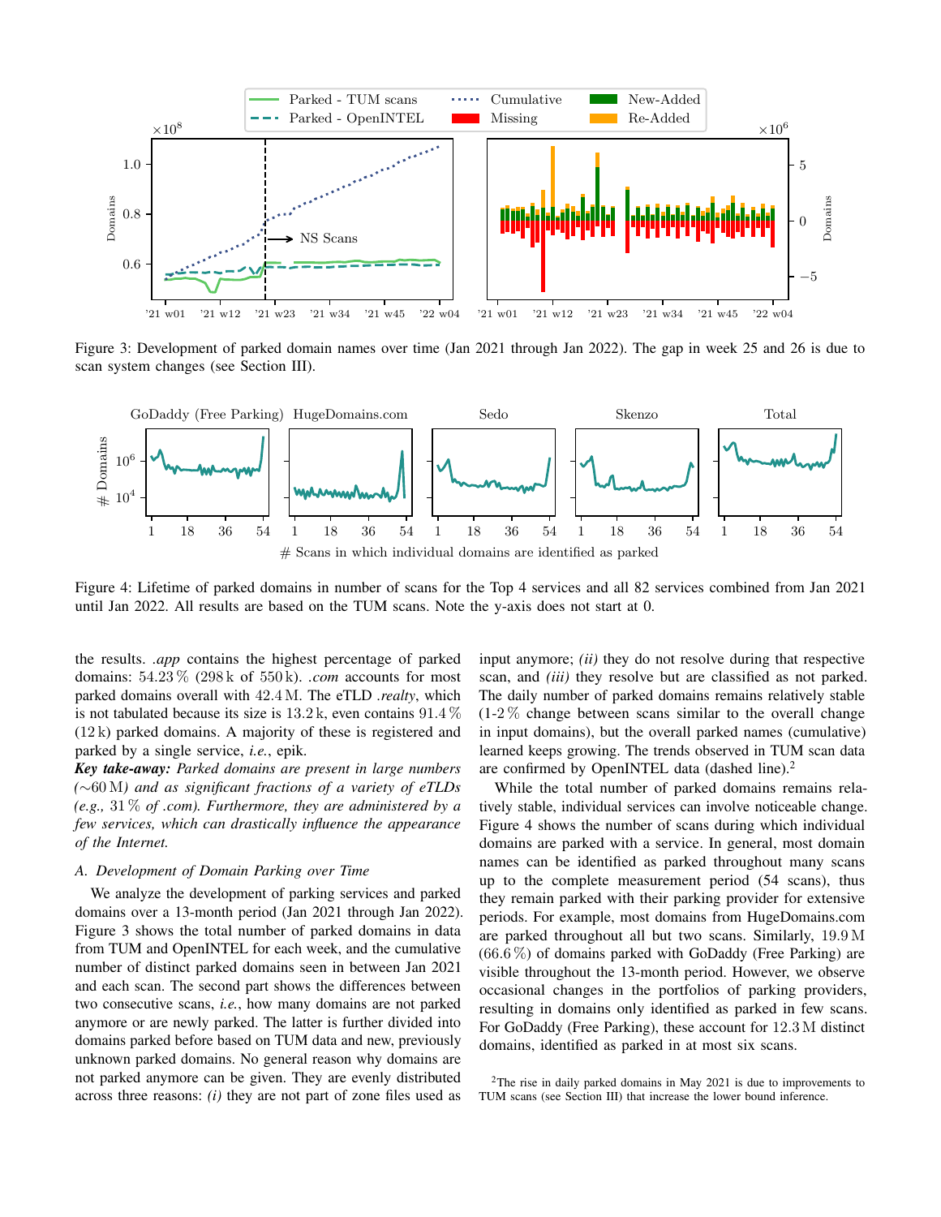Figure 3: Development of parked domain names over time (Jan 2021 through Jan 2022). The gap in week 25 and 26 is due to scan system changes (see Section III).

Figure 4: Lifetime of parked domains in number of scans for the Top 4 services and all 82 services combined from Jan 2021 until Jan 2022. All results are based on the TUM scans. Note the y-axis does not start at 0.

the results. *.app* contains the highest percentage of parked domains: 54.23 % (298 k of 550 k). *.com* accounts for most parked domains overall with 42.4 M. The eTLD *.realty*, which is not tabulated because its size is 13.2 k, even contains 91.4 % (12 k) parked domains. A majority of these is registered and parked by a single service, *i.e.*, epik.

***Key take-away:*** *Parked domains are present in large numbers (∼60 M) and as significant fractions of a variety of eTLDs (e.g., 31 % of .com). Furthermore, they are administered by a few services, which can drastically influence the appearance of the Internet.*

### A. Development of Domain Parking over Time

We analyze the development of parking services and parked domains over a 13-month period (Jan 2021 through Jan 2022). Figure 3 shows the total number of parked domains in data from TUM and OpenINTEL for each week, and the cumulative number of distinct parked domains seen in between Jan 2021 and each scan. The second part shows the differences between two consecutive scans, *i.e.*, how many domains are not parked anymore or are newly parked. The latter is further divided into domains parked before based on TUM data and new, previously unknown parked domains. No general reason why domains are not parked anymore can be given. They are evenly distributed across three reasons: *(i)* they are not part of zone files used as input anymore; *(ii)* they do not resolve during that respective scan, and *(iii)* they resolve but are classified as not parked. The daily number of parked domains remains relatively stable (1-2 % change between scans similar to the overall change in input domains), but the parked names (cumulative) learned keeps growing. The trends observed in TUM scan data are confirmed by OpenINTEL data (dashed line).[2]

While the total number of parked domains remains relatively stable, individual services can involve noticeable change. Figure 4 shows the number of scans during which individual domains are parked with a service. In general, most domain names can be identified as parked throughout many scans up to the complete measurement period (54 scans), thus they remain parked with their parking provider for extensive periods. For example, most domains from HugeDomains.com are parked throughout all but two scans. Similarly, 19.9 M (66.6 %) of domains parked with GoDaddy (Free Parking) are visible throughout the 13-month period. However, we observe occasional changes in the portfolios of parking providers, resulting in domains only identified as parked in few scans. For GoDaddy (Free Parking), these account for 12.3 M distinct domains, identified as parked in at most six scans.

[2]The rise in daily parked domains in May 2021 is due to improvements to TUM scans (see Section III) that increase the lower bound inference.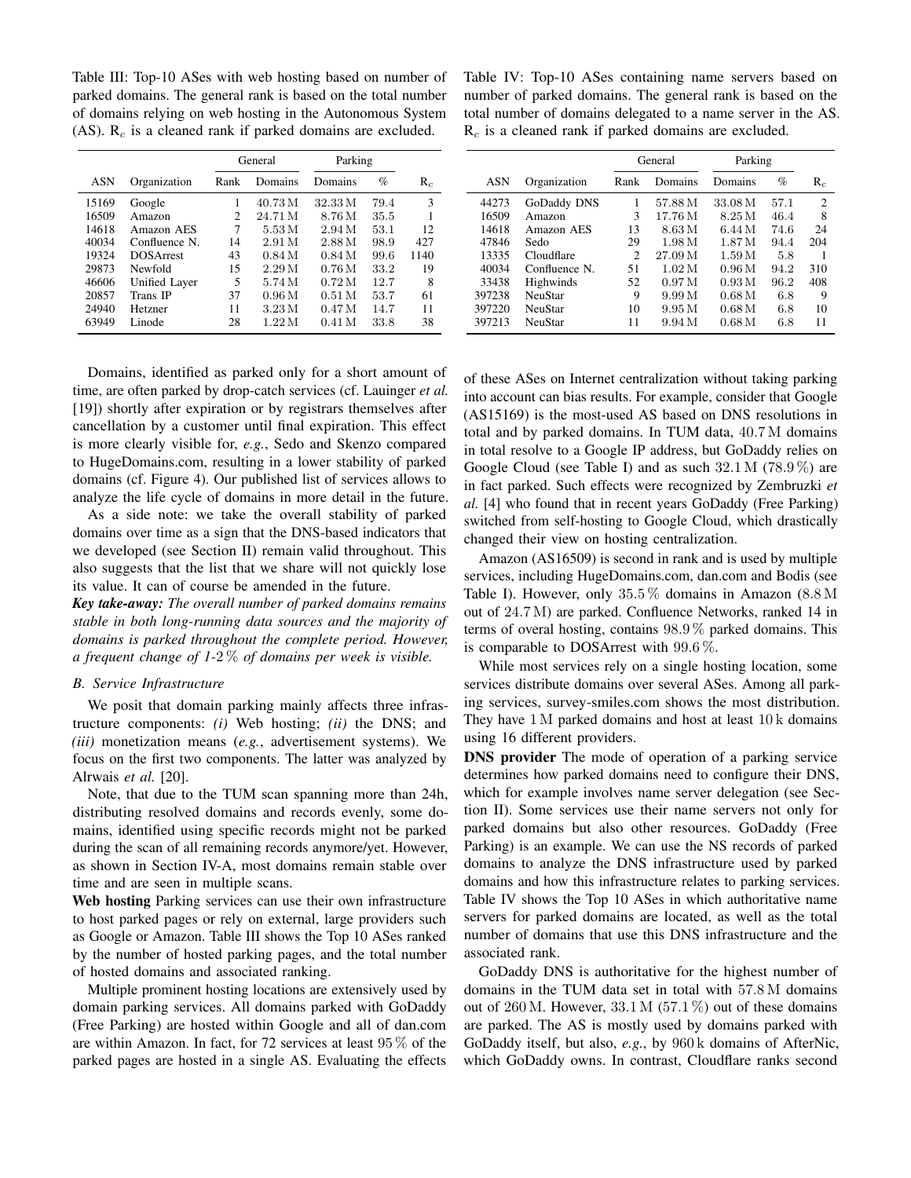Table III: Top-10 ASes with web hosting based on number of parked domains. The general rank is based on the total number of domains relying on web hosting in the Autonomous System (AS). $R_c$ is a cleaned rank if parked domains are excluded.

| | | General | | Parking | | |
|---|---|---|---|---|---|---|
| ASN | Organization | Rank | Domains | Domains | % | $R_c$ |
| 15169 | Google | 1 | 40.73 M | 32.33 M | 79.4 | 3 |
| 16509 | Amazon | 2 | 24.71 M | 8.76 M | 35.5 | 1 |
| 14618 | Amazon AES | 7 | 5.53 M | 2.94 M | 53.1 | 12 |
| 40034 | Confluence N. | 14 | 2.91 M | 2.88 M | 98.9 | 427 |
| 19324 | DOSArrest | 43 | 0.84 M | 0.84 M | 99.6 | 1140 |
| 29873 | Newfold | 15 | 2.29 M | 0.76 M | 33.2 | 19 |
| 46606 | Unified Layer | 5 | 5.74 M | 0.72 M | 12.7 | 8 |
| 20857 | Trans IP | 37 | 0.96 M | 0.51 M | 53.7 | 61 |
| 24940 | Hetzner | 11 | 3.23 M | 0.47 M | 14.7 | 11 |
| 63949 | Linode | 28 | 1.22 M | 0.41 M | 33.8 | 38 |

Table IV: Top-10 ASes containing name servers based on number of parked domains. The general rank is based on the total number of domains delegated to a name server in the AS. $R_c$ is a cleaned rank if parked domains are excluded.

| | | General | | Parking | | |
|---|---|---|---|---|---|---|
| ASN | Organization | Rank | Domains | Domains | % | $R_c$ |
| 44273 | GoDaddy DNS | 1 | 57.88 M | 33.08 M | 57.1 | 2 |
| 16509 | Amazon | 3 | 17.76 M | 8.25 M | 46.4 | 8 |
| 14618 | Amazon AES | 13 | 8.63 M | 6.44 M | 74.6 | 24 |
| 47846 | Sedo | 29 | 1.98 M | 1.87 M | 94.4 | 204 |
| 13335 | Cloudflare | 2 | 27.09 M | 1.59 M | 5.8 | 1 |
| 40034 | Confluence N. | 51 | 1.02 M | 0.96 M | 94.2 | 310 |
| 33438 | Highwinds | 52 | 0.97 M | 0.93 M | 96.2 | 408 |
| 397238 | NeuStar | 9 | 9.99 M | 0.68 M | 6.8 | 9 |
| 397220 | NeuStar | 10 | 9.95 M | 0.68 M | 6.8 | 10 |
| 397213 | NeuStar | 11 | 9.94 M | 0.68 M | 6.8 | 11 |

Domains, identified as parked only for a short amount of time, are often parked by drop-catch services (cf. Lauinger *et al.* [19]) shortly after expiration or by registrars themselves after cancellation by a customer until final expiration. This effect is more clearly visible for, *e.g.*, Sedo and Skenzo compared to HugeDomains.com, resulting in a lower stability of parked domains (cf. Figure 4). Our published list of services allows to analyze the life cycle of domains in more detail in the future.

As a side note: we take the overall stability of parked domains over time as a sign that the DNS-based indicators that we developed (see Section II) remain valid throughout. This also suggests that the list that we share will not quickly lose its value. It can of course be amended in the future.

***Key take-away:*** *The overall number of parked domains remains stable in both long-running data sources and the majority of domains is parked throughout the complete period. However, a frequent change of 1-2 % of domains per week is visible.*

### B. Service Infrastructure

We posit that domain parking mainly affects three infrastructure components: *(i)* Web hosting; *(ii)* the DNS; and *(iii)* monetization means (*e.g.*, advertisement systems). We focus on the first two components. The latter was analyzed by Alrwais *et al.* [20].

Note, that due to the TUM scan spanning more than 24h, distributing resolved domains and records evenly, some domains, identified using specific records might not be parked during the scan of all remaining records anymore/yet. However, as shown in Section IV-A, most domains remain stable over time and are seen in multiple scans.

**Web hosting** Parking services can use their own infrastructure to host parked pages or rely on external, large providers such as Google or Amazon. Table III shows the Top 10 ASes ranked by the number of hosted parking pages, and the total number of hosted domains and associated ranking.

Multiple prominent hosting locations are extensively used by domain parking services. All domains parked with GoDaddy (Free Parking) are hosted within Google and all of dan.com are within Amazon. In fact, for 72 services at least 95 % of the parked pages are hosted in a single AS. Evaluating the effects of these ASes on Internet centralization without taking parking into account can bias results. For example, consider that Google (AS15169) is the most-used AS based on DNS resolutions in total and by parked domains. In TUM data, 40.7 M domains in total resolve to a Google IP address, but GoDaddy relies on Google Cloud (see Table I) and as such 32.1 M (78.9 %) are in fact parked. Such effects were recognized by Zembruzki *et al.* [4] who found that in recent years GoDaddy (Free Parking) switched from self-hosting to Google Cloud, which drastically changed their view on hosting centralization.

Amazon (AS16509) is second in rank and is used by multiple services, including HugeDomains.com, dan.com and Bodis (see Table I). However, only 35.5 % domains in Amazon (8.8 M out of 24.7 M) are parked. Confluence Networks, ranked 14 in terms of overal hosting, contains 98.9 % parked domains. This is comparable to DOSArrest with 99.6 %.

While most services rely on a single hosting location, some services distribute domains over several ASes. Among all parking services, survey-smiles.com shows the most distribution. They have 1 M parked domains and host at least 10 k domains using 16 different providers.

**DNS provider** The mode of operation of a parking service determines how parked domains need to configure their DNS, which for example involves name server delegation (see Section II). Some services use their name servers not only for parked domains but also other resources. GoDaddy (Free Parking) is an example. We can use the NS records of parked domains to analyze the DNS infrastructure used by parked domains and how this infrastructure relates to parking services. Table IV shows the Top 10 ASes in which authoritative name servers for parked domains are located, as well as the total number of domains that use this DNS infrastructure and the associated rank.

GoDaddy DNS is authoritative for the highest number of domains in the TUM data set in total with 57.8 M domains out of 260 M. However, 33.1 M (57.1 %) out of these domains are parked. The AS is mostly used by domains parked with GoDaddy itself, but also, *e.g.*, by 960 k domains of AfterNic, which GoDaddy owns. In contrast, Cloudflare ranks second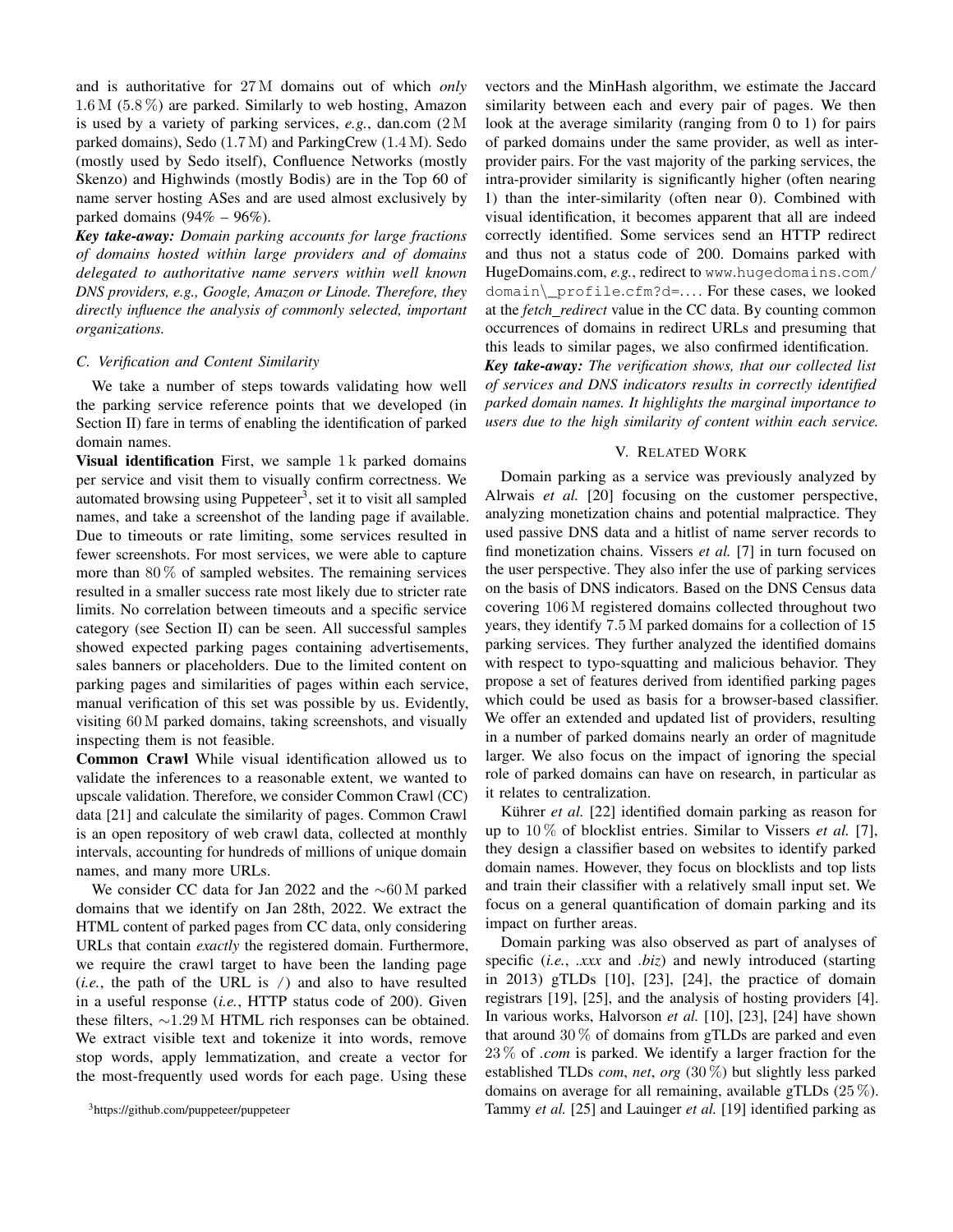and is authoritative for 27 M domains out of which *only* 1.6 M (5.8 %) are parked. Similarly to web hosting, Amazon is used by a variety of parking services, *e.g.*, dan.com (2 M parked domains), Sedo (1.7 M) and ParkingCrew (1.4 M). Sedo (mostly used by Sedo itself), Confluence Networks (mostly Skenzo) and Highwinds (mostly Bodis) are in the Top 60 of name server hosting ASes and are used almost exclusively by parked domains (94% – 96%).

***Key take-away:*** ***Domain parking accounts for large fractions of domains hosted within large providers and of domains delegated to authoritative name servers within well known DNS providers, e.g., Google, Amazon or Linode. Therefore, they directly influence the analysis of commonly selected, important organizations.***

### C. Verification and Content Similarity

We take a number of steps towards validating how well the parking service reference points that we developed (in Section II) fare in terms of enabling the identification of parked domain names.

**Visual identification** First, we sample 1 k parked domains per service and visit them to visually confirm correctness. We automated browsing using Puppeteer[3], set it to visit all sampled names, and take a screenshot of the landing page if available. Due to timeouts or rate limiting, some services resulted in fewer screenshots. For most services, we were able to capture more than 80 % of sampled websites. The remaining services resulted in a smaller success rate most likely due to stricter rate limits. No correlation between timeouts and a specific service category (see Section II) can be seen. All successful samples showed expected parking pages containing advertisements, sales banners or placeholders. Due to the limited content on parking pages and similarities of pages within each service, manual verification of this set was possible by us. Evidently, visiting 60 M parked domains, taking screenshots, and visually inspecting them is not feasible.

**Common Crawl** While visual identification allowed us to validate the inferences to a reasonable extent, we wanted to upscale validation. Therefore, we consider Common Crawl (CC) data [21] and calculate the similarity of pages. Common Crawl is an open repository of web crawl data, collected at monthly intervals, accounting for hundreds of millions of unique domain names, and many more URLs.

We consider CC data for Jan 2022 and the ∼60 M parked domains that we identify on Jan 28th, 2022. We extract the HTML content of parked pages from CC data, only considering URLs that contain *exactly* the registered domain. Furthermore, we require the crawl target to have been the landing page (*i.e.*, the path of the URL is `/`) and also to have resulted in a useful response (*i.e.*, HTTP status code of 200). Given these filters, ∼1.29 M HTML rich responses can be obtained. We extract visible text and tokenize it into words, remove stop words, apply lemmatization, and create a vector for the most-frequently used words for each page. Using these vectors and the MinHash algorithm, we estimate the Jaccard similarity between each and every pair of pages. We then look at the average similarity (ranging from 0 to 1) for pairs of parked domains under the same provider, as well as inter-provider pairs. For the vast majority of the parking services, the intra-provider similarity is significantly higher (often nearing 1) than the inter-similarity (often near 0). Combined with visual identification, it becomes apparent that all are indeed correctly identified. Some services send an HTTP redirect and thus not a status code of 200. Domains parked with HugeDomains.com, *e.g.*, redirect to `www.hugedomains.com/domain\_profile.cfm?d=...`. For these cases, we looked at the *fetch_redirect* value in the CC data. By counting common occurrences of domains in redirect URLs and presuming that this leads to similar pages, we also confirmed identification.

***Key take-away:*** ***The verification shows, that our collected list of services and DNS indicators results in correctly identified parked domain names. It highlights the marginal importance to users due to the high similarity of content within each service.***

[3] https://github.com/puppeteer/puppeteer

## V. Related Work

Domain parking as a service was previously analyzed by Alrwais *et al.* [20] focusing on the customer perspective, analyzing monetization chains and potential malpractice. They used passive DNS data and a hitlist of name server records to find monetization chains. Vissers *et al.* [7] in turn focused on the user perspective. They also infer the use of parking services on the basis of DNS indicators. Based on the DNS Census data covering 106 M registered domains collected throughout two years, they identify 7.5 M parked domains for a collection of 15 parking services. They further analyzed the identified domains with respect to typo-squatting and malicious behavior. They propose a set of features derived from identified parking pages which could be used as basis for a browser-based classifier. We offer an extended and updated list of providers, resulting in a number of parked domains nearly an order of magnitude larger. We also focus on the impact of ignoring the special role of parked domains can have on research, in particular as it relates to centralization.

Kührer *et al.* [22] identified domain parking as reason for up to 10 % of blocklist entries. Similar to Vissers *et al.* [7], they design a classifier based on websites to identify parked domain names. However, they focus on blocklists and top lists and train their classifier with a relatively small input set. We focus on a general quantification of domain parking and its impact on further areas.

Domain parking was also observed as part of analyses of specific (*i.e.*, *.xxx* and *.biz*) and newly introduced (starting in 2013) gTLDs [10], [23], [24], the practice of domain registrars [19], [25], and the analysis of hosting providers [4]. In various works, Halvorson *et al.* [10], [23], [24] have shown that around 30 % of domains from gTLDs are parked and even 23 % of *.com* is parked. We identify a larger fraction for the established TLDs *com*, *net*, *org* (30 %) but slightly less parked domains on average for all remaining, available gTLDs (25 %). Tammy *et al.* [25] and Lauinger *et al.* [19] identified parking as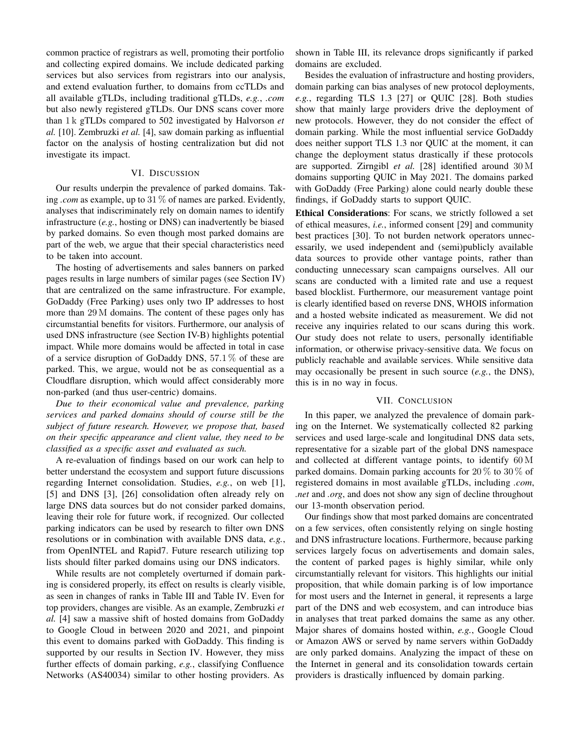common practice of registrars as well, promoting their portfolio and collecting expired domains. We include dedicated parking services but also services from registrars into our analysis, and extend evaluation further, to domains from ccTLDs and all available gTLDs, including traditional gTLDs, *e.g.*, *.com* but also newly registered gTLDs. Our DNS scans cover more than 1 k gTLDs compared to 502 investigated by Halvorson *et al.* [10]. Zembruzki *et al.* [4], saw domain parking as influential factor on the analysis of hosting centralization but did not investigate its impact.

## VI. Discussion

Our results underpin the prevalence of parked domains. Taking *.com* as example, up to 31 % of names are parked. Evidently, analyses that indiscriminately rely on domain names to identify infrastructure (*e.g.*, hosting or DNS) can inadvertently be biased by parked domains. So even though most parked domains are part of the web, we argue that their special characteristics need to be taken into account.

The hosting of advertisements and sales banners on parked pages results in large numbers of similar pages (see Section IV) that are centralized on the same infrastructure. For example, GoDaddy (Free Parking) uses only two IP addresses to host more than 29 M domains. The content of these pages only has circumstantial benefits for visitors. Furthermore, our analysis of used DNS infrastructure (see Section IV-B) highlights potential impact. While more domains would be affected in total in case of a service disruption of GoDaddy DNS, 57.1 % of these are parked. This, we argue, would not be as consequential as a Cloudflare disruption, which would affect considerably more non-parked (and thus user-centric) domains.

*Due to their economical value and prevalence, parking services and parked domains should of course still be the subject of future research. However, we propose that, based on their specific appearance and client value, they need to be classified as a specific asset and evaluated as such.*

A re-evaluation of findings based on our work can help to better understand the ecosystem and support future discussions regarding Internet consolidation. Studies, *e.g.*, on web [1], [5] and DNS [3], [26] consolidation often already rely on large DNS data sources but do not consider parked domains, leaving their role for future work, if recognized. Our collected parking indicators can be used by research to filter own DNS resolutions or in combination with available DNS data, *e.g.*, from OpenINTEL and Rapid7. Future research utilizing top lists should filter parked domains using our DNS indicators.

While results are not completely overturned if domain parking is considered properly, its effect on results is clearly visible, as seen in changes of ranks in Table III and Table IV. Even for top providers, changes are visible. As an example, Zembruzki *et al.* [4] saw a massive shift of hosted domains from GoDaddy to Google Cloud in between 2020 and 2021, and pinpoint this event to domains parked with GoDaddy. This finding is supported by our results in Section IV. However, they miss further effects of domain parking, *e.g.*, classifying Confluence Networks (AS40034) similar to other hosting providers. As shown in Table III, its relevance drops significantly if parked domains are excluded.

Besides the evaluation of infrastructure and hosting providers, domain parking can bias analyses of new protocol deployments, *e.g.*, regarding TLS 1.3 [27] or QUIC [28]. Both studies show that mainly large providers drive the deployment of new protocols. However, they do not consider the effect of domain parking. While the most influential service GoDaddy does neither support TLS 1.3 nor QUIC at the moment, it can change the deployment status drastically if these protocols are supported. Zirngibl *et al.* [28] identified around 30 M domains supporting QUIC in May 2021. The domains parked with GoDaddy (Free Parking) alone could nearly double these findings, if GoDaddy starts to support QUIC.

**Ethical Considerations**: For scans, we strictly followed a set of ethical measures, *i.e.*, informed consent [29] and community best practices [30]. To not burden network operators unnecessarily, we used independent and (semi)publicly available data sources to provide other vantage points, rather than conducting unnecessary scan campaigns ourselves. All our scans are conducted with a limited rate and use a request based blocklist. Furthermore, our measurement vantage point is clearly identified based on reverse DNS, WHOIS information and a hosted website indicated as measurement. We did not receive any inquiries related to our scans during this work. Our study does not relate to users, personally identifiable information, or otherwise privacy-sensitive data. We focus on publicly reachable and available services. While sensitive data may occasionally be present in such source (*e.g.*, the DNS), this is in no way in focus.

## VII. Conclusion

In this paper, we analyzed the prevalence of domain parking on the Internet. We systematically collected 82 parking services and used large-scale and longitudinal DNS data sets, representative for a sizable part of the global DNS namespace and collected at different vantage points, to identify 60 M parked domains. Domain parking accounts for 20 % to 30 % of registered domains in most available gTLDs, including *.com*, *.net* and *.org*, and does not show any sign of decline throughout our 13-month observation period.

Our findings show that most parked domains are concentrated on a few services, often consistently relying on single hosting and DNS infrastructure locations. Furthermore, because parking services largely focus on advertisements and domain sales, the content of parked pages is highly similar, while only circumstantially relevant for visitors. This highlights our initial proposition, that while domain parking is of low importance for most users and the Internet in general, it represents a large part of the DNS and web ecosystem, and can introduce bias in analyses that treat parked domains the same as any other. Major shares of domains hosted within, *e.g.*, Google Cloud or Amazon AWS or served by name servers within GoDaddy are only parked domains. Analyzing the impact of these on the Internet in general and its consolidation towards certain providers is drastically influenced by domain parking.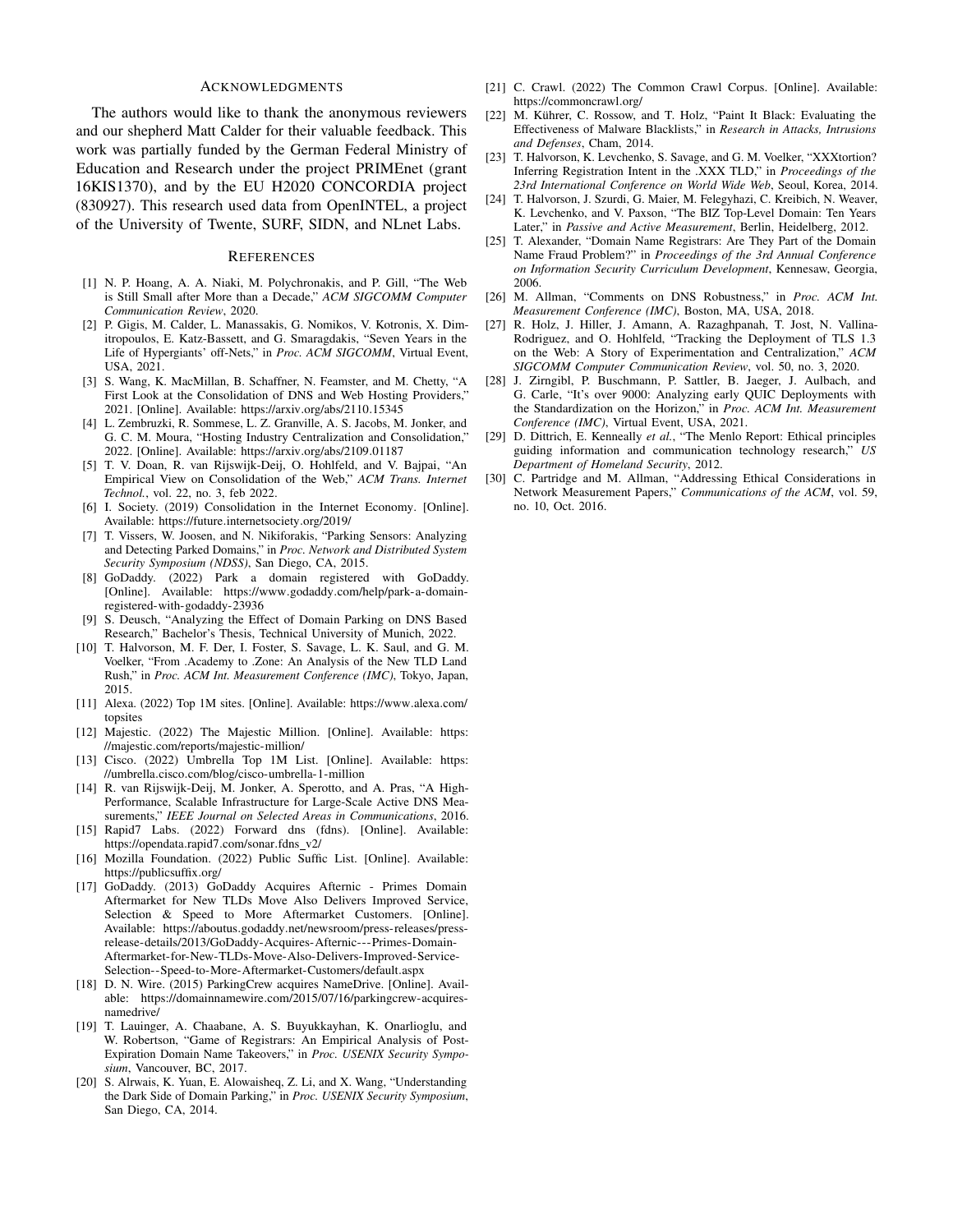## Acknowledgments

The authors would like to thank the anonymous reviewers and our shepherd Matt Calder for their valuable feedback. This work was partially funded by the German Federal Ministry of Education and Research under the project PRIMEnet (grant 16KIS1370), and by the EU H2020 CONCORDIA project (830927). This research used data from OpenINTEL, a project of the University of Twente, SURF, SIDN, and NLnet Labs.

## References

[1] N. P. Hoang, A. A. Niaki, M. Polychronakis, and P. Gill, "The Web is Still Small after More than a Decade," *ACM SIGCOMM Computer Communication Review*, 2020.

[2] P. Gigis, M. Calder, L. Manassakis, G. Nomikos, V. Kotronis, X. Dimitropoulos, E. Katz-Bassett, and G. Smaragdakis, "Seven Years in the Life of Hypergiants' off-Nets," in *Proc. ACM SIGCOMM*, Virtual Event, USA, 2021.

[3] S. Wang, K. MacMillan, B. Schaffner, N. Feamster, and M. Chetty, "A First Look at the Consolidation of DNS and Web Hosting Providers," 2021. [Online]. Available: https://arxiv.org/abs/2110.15345

[4] L. Zembruzki, R. Sommese, L. Z. Granville, A. S. Jacobs, M. Jonker, and G. C. M. Moura, "Hosting Industry Centralization and Consolidation," 2022. [Online]. Available: https://arxiv.org/abs/2109.01187

[5] T. V. Doan, R. van Rijswijk-Deij, O. Hohlfeld, and V. Bajpai, "An Empirical View on Consolidation of the Web," *ACM Trans. Internet Technol.*, vol. 22, no. 3, feb 2022.

[6] I. Society. (2019) Consolidation in the Internet Economy. [Online]. Available: https://future.internetsociety.org/2019/

[7] T. Vissers, W. Joosen, and N. Nikiforakis, "Parking Sensors: Analyzing and Detecting Parked Domains," in *Proc. Network and Distributed System Security Symposium (NDSS)*, San Diego, CA, 2015.

[8] GoDaddy. (2022) Park a domain registered with GoDaddy. [Online]. Available: https://www.godaddy.com/help/park-a-domain-registered-with-godaddy-23936

[9] S. Deusch, "Analyzing the Effect of Domain Parking on DNS Based Research," Bachelor's Thesis, Technical University of Munich, 2022.

[10] T. Halvorson, M. F. Der, I. Foster, S. Savage, L. K. Saul, and G. M. Voelker, "From .Academy to .Zone: An Analysis of the New TLD Land Rush," in *Proc. ACM Int. Measurement Conference (IMC)*, Tokyo, Japan, 2015.

[11] Alexa. (2022) Top 1M sites. [Online]. Available: https://www.alexa.com/topsites

[12] Majestic. (2022) The Majestic Million. [Online]. Available: https://majestic.com/reports/majestic-million/

[13] Cisco. (2022) Umbrella Top 1M List. [Online]. Available: https://umbrella.cisco.com/blog/cisco-umbrella-1-million

[14] R. van Rijswijk-Deij, M. Jonker, A. Sperotto, and A. Pras, "A High-Performance, Scalable Infrastructure for Large-Scale Active DNS Measurements," *IEEE Journal on Selected Areas in Communications*, 2016.

[15] Rapid7 Labs. (2022) Forward dns (fdns). [Online]. Available: https://opendata.rapid7.com/sonar.fdns_v2/

[16] Mozilla Foundation. (2022) Public Suffic List. [Online]. Available: https://publicsuffix.org/

[17] GoDaddy. (2013) GoDaddy Acquires Afternic - Primes Domain Aftermarket for New TLDs Move Also Delivers Improved Service, Selection & Speed to More Aftermarket Customers. [Online]. Available: https://aboutus.godaddy.net/newsroom/press-releases/press-release-details/2013/GoDaddy-Acquires-Afternic---Primes-Domain-Aftermarket-for-New-TLDs-Move-Also-Delivers-Improved-Service-Selection--Speed-to-More-Aftermarket-Customers/default.aspx

[18] D. N. Wire. (2015) ParkingCrew acquires NameDrive. [Online]. Available: https://domainnamewire.com/2015/07/16/parkingcrew-acquires-namedrive/

[19] T. Lauinger, A. Chaabane, A. S. Buyukkayhan, K. Onarlioglu, and W. Robertson, "Game of Registrars: An Empirical Analysis of Post-Expiration Domain Name Takeovers," in *Proc. USENIX Security Symposium*, Vancouver, BC, 2017.

[20] S. Alrwais, K. Yuan, E. Alowaisheq, Z. Li, and X. Wang, "Understanding the Dark Side of Domain Parking," in *Proc. USENIX Security Symposium*, San Diego, CA, 2014.

[21] C. Crawl. (2022) The Common Crawl Corpus. [Online]. Available: https://commoncrawl.org/

[22] M. Kührer, C. Rossow, and T. Holz, "Paint It Black: Evaluating the Effectiveness of Malware Blacklists," in *Research in Attacks, Intrusions and Defenses*, Cham, 2014.

[23] T. Halvorson, K. Levchenko, S. Savage, and G. M. Voelker, "XXXtortion? Inferring Registration Intent in the .XXX TLD," in *Proceedings of the 23rd International Conference on World Wide Web*, Seoul, Korea, 2014.

[24] T. Halvorson, J. Szurdi, G. Maier, M. Felegyhazi, C. Kreibich, N. Weaver, K. Levchenko, and V. Paxson, "The BIZ Top-Level Domain: Ten Years Later," in *Passive and Active Measurement*, Berlin, Heidelberg, 2012.

[25] T. Alexander, "Domain Name Registrars: Are They Part of the Domain Name Fraud Problem?" in *Proceedings of the 3rd Annual Conference on Information Security Curriculum Development*, Kennesaw, Georgia, 2006.

[26] M. Allman, "Comments on DNS Robustness," in *Proc. ACM Int. Measurement Conference (IMC)*, Boston, MA, USA, 2018.

[27] R. Holz, J. Hiller, J. Amann, A. Razaghpanah, T. Jost, N. Vallina-Rodriguez, and O. Hohlfeld, "Tracking the Deployment of TLS 1.3 on the Web: A Story of Experimentation and Centralization," *ACM SIGCOMM Computer Communication Review*, vol. 50, no. 3, 2020.

[28] J. Zirngibl, P. Buschmann, P. Sattler, B. Jaeger, J. Aulbach, and G. Carle, "It's over 9000: Analyzing early QUIC Deployments with the Standardization on the Horizon," in *Proc. ACM Int. Measurement Conference (IMC)*, Virtual Event, USA, 2021.

[29] D. Dittrich, E. Kenneally *et al.*, "The Menlo Report: Ethical principles guiding information and communication technology research," *US Department of Homeland Security*, 2012.

[30] C. Partridge and M. Allman, "Addressing Ethical Considerations in Network Measurement Papers," *Communications of the ACM*, vol. 59, no. 10, Oct. 2016.